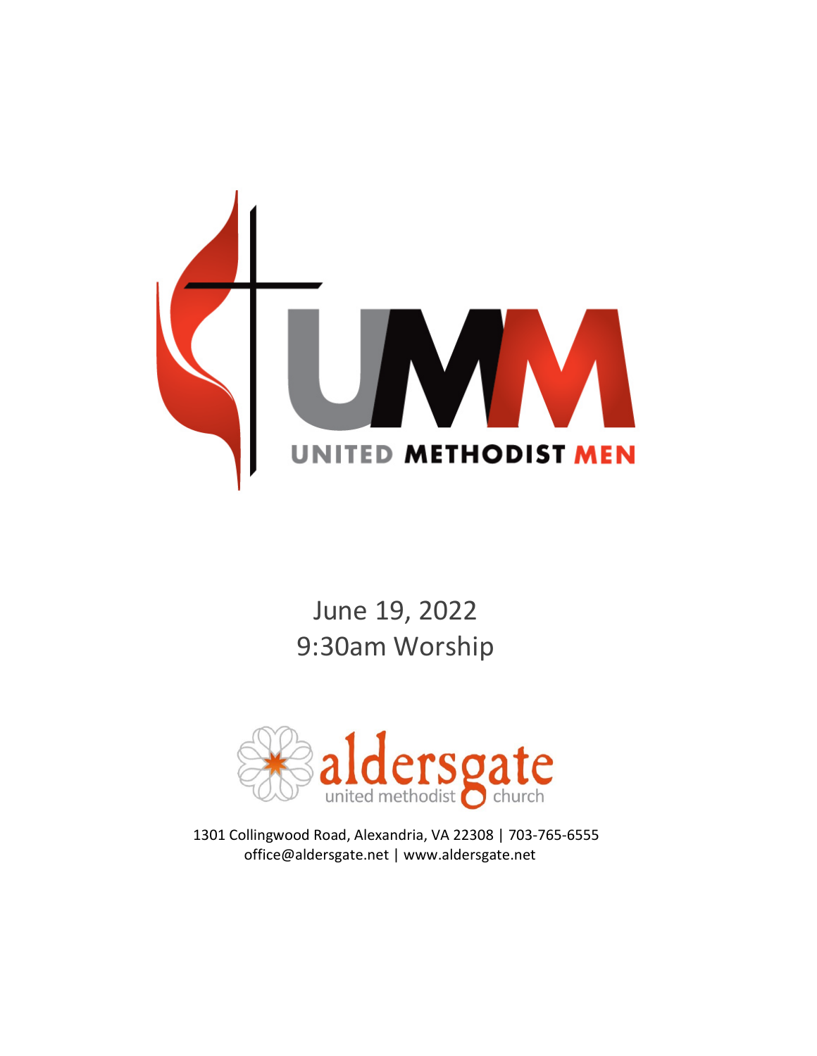UMM

UNITED METHODIST MEN

June 19, 2022
9:30am Worship

aldersgate
united methodist church

1301 Collingwood Road, Alexandria, VA 22308 | 703-765-6555
office@aldersgate.net | www.aldersgate.net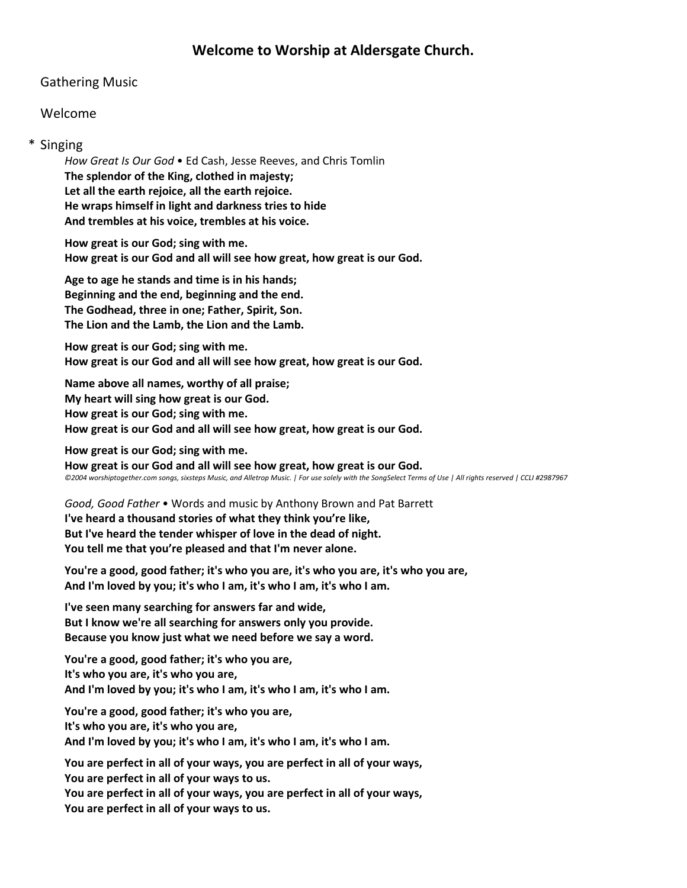## Welcome to Worship at Aldersgate Church.

Gathering Music

Welcome

\* Singing

*How Great Is Our God* • Ed Cash, Jesse Reeves, and Chris Tomlin

**The splendor of the King, clothed in majesty;**
**Let all the earth rejoice, all the earth rejoice.**
**He wraps himself in light and darkness tries to hide**
**And trembles at his voice, trembles at his voice.**

**How great is our God; sing with me.**
**How great is our God and all will see how great, how great is our God.**

**Age to age he stands and time is in his hands;**
**Beginning and the end, beginning and the end.**
**The Godhead, three in one; Father, Spirit, Son.**
**The Lion and the Lamb, the Lion and the Lamb.**

**How great is our God; sing with me.**
**How great is our God and all will see how great, how great is our God.**

**Name above all names, worthy of all praise;**
**My heart will sing how great is our God.**
**How great is our God; sing with me.**
**How great is our God and all will see how great, how great is our God.**

**How great is our God; sing with me.**
**How great is our God and all will see how great, how great is our God.**

*©2004 worshiptogether.com songs, sixsteps Music, and Alletrop Music. | For use solely with the SongSelect Terms of Use | All rights reserved | CCLI #2987967*

*Good, Good Father* • Words and music by Anthony Brown and Pat Barrett

**I've heard a thousand stories of what they think you're like,**
**But I've heard the tender whisper of love in the dead of night.**
**You tell me that you're pleased and that I'm never alone.**

**You're a good, good father; it's who you are, it's who you are, it's who you are,**
**And I'm loved by you; it's who I am, it's who I am, it's who I am.**

**I've seen many searching for answers far and wide,**
**But I know we're all searching for answers only you provide.**
**Because you know just what we need before we say a word.**

**You're a good, good father; it's who you are,**
**It's who you are, it's who you are,**
**And I'm loved by you; it's who I am, it's who I am, it's who I am.**

**You're a good, good father; it's who you are,**
**It's who you are, it's who you are,**
**And I'm loved by you; it's who I am, it's who I am, it's who I am.**

**You are perfect in all of your ways, you are perfect in all of your ways,**
**You are perfect in all of your ways to us.**
**You are perfect in all of your ways, you are perfect in all of your ways,**
**You are perfect in all of your ways to us.**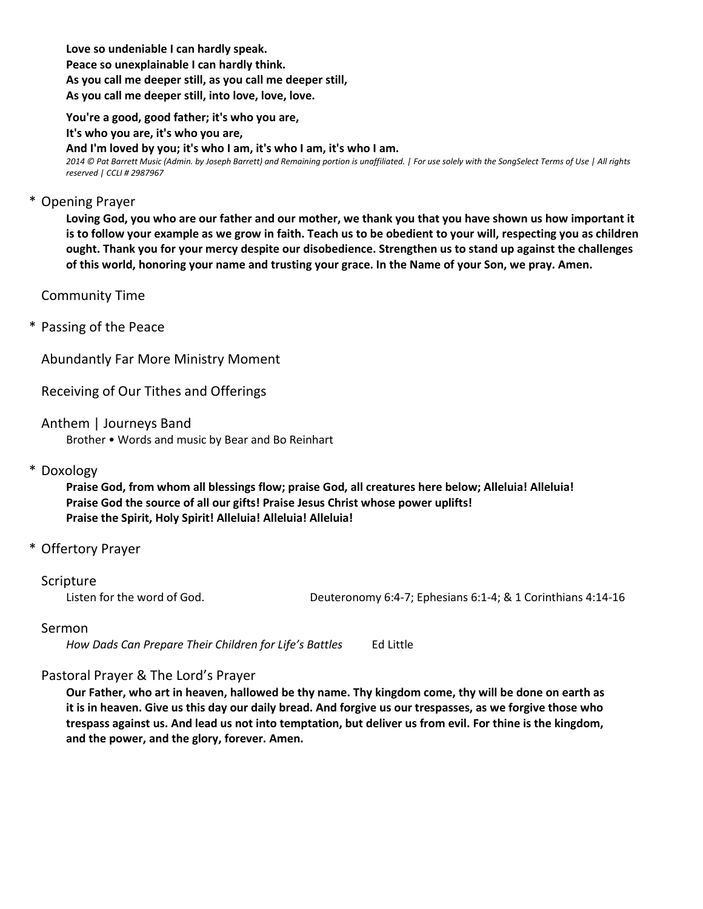**Love so undeniable I can hardly speak.**
**Peace so unexplainable I can hardly think.**
**As you call me deeper still, as you call me deeper still,**
**As you call me deeper still, into love, love, love.**

**You're a good, good father; it's who you are,**
**It's who you are, it's who you are,**
**And I'm loved by you; it's who I am, it's who I am, it's who I am.**
*2014 © Pat Barrett Music (Admin. by Joseph Barrett) and Remaining portion is unaffiliated. | For use solely with the SongSelect Terms of Use | All rights reserved | CCLI # 2987967*

\* Opening Prayer

**Loving God, you who are our father and our mother, we thank you that you have shown us how important it is to follow your example as we grow in faith. Teach us to be obedient to your will, respecting you as children ought. Thank you for your mercy despite our disobedience. Strengthen us to stand up against the challenges of this world, honoring your name and trusting your grace. In the Name of your Son, we pray. Amen.**

Community Time

\* Passing of the Peace

Abundantly Far More Ministry Moment

Receiving of Our Tithes and Offerings

Anthem | Journeys Band
Brother • Words and music by Bear and Bo Reinhart

\* Doxology

**Praise God, from whom all blessings flow; praise God, all creatures here below; Alleluia! Alleluia!**
**Praise God the source of all our gifts! Praise Jesus Christ whose power uplifts!**
**Praise the Spirit, Holy Spirit! Alleluia! Alleluia! Alleluia!**

\* Offertory Prayer

Scripture
Listen for the word of God. Deuteronomy 6:4-7; Ephesians 6:1-4; & 1 Corinthians 4:14-16

Sermon
*How Dads Can Prepare Their Children for Life's Battles* Ed Little

Pastoral Prayer & The Lord's Prayer

**Our Father, who art in heaven, hallowed be thy name. Thy kingdom come, thy will be done on earth as it is in heaven. Give us this day our daily bread. And forgive us our trespasses, as we forgive those who trespass against us. And lead us not into temptation, but deliver us from evil. For thine is the kingdom, and the power, and the glory, forever. Amen.**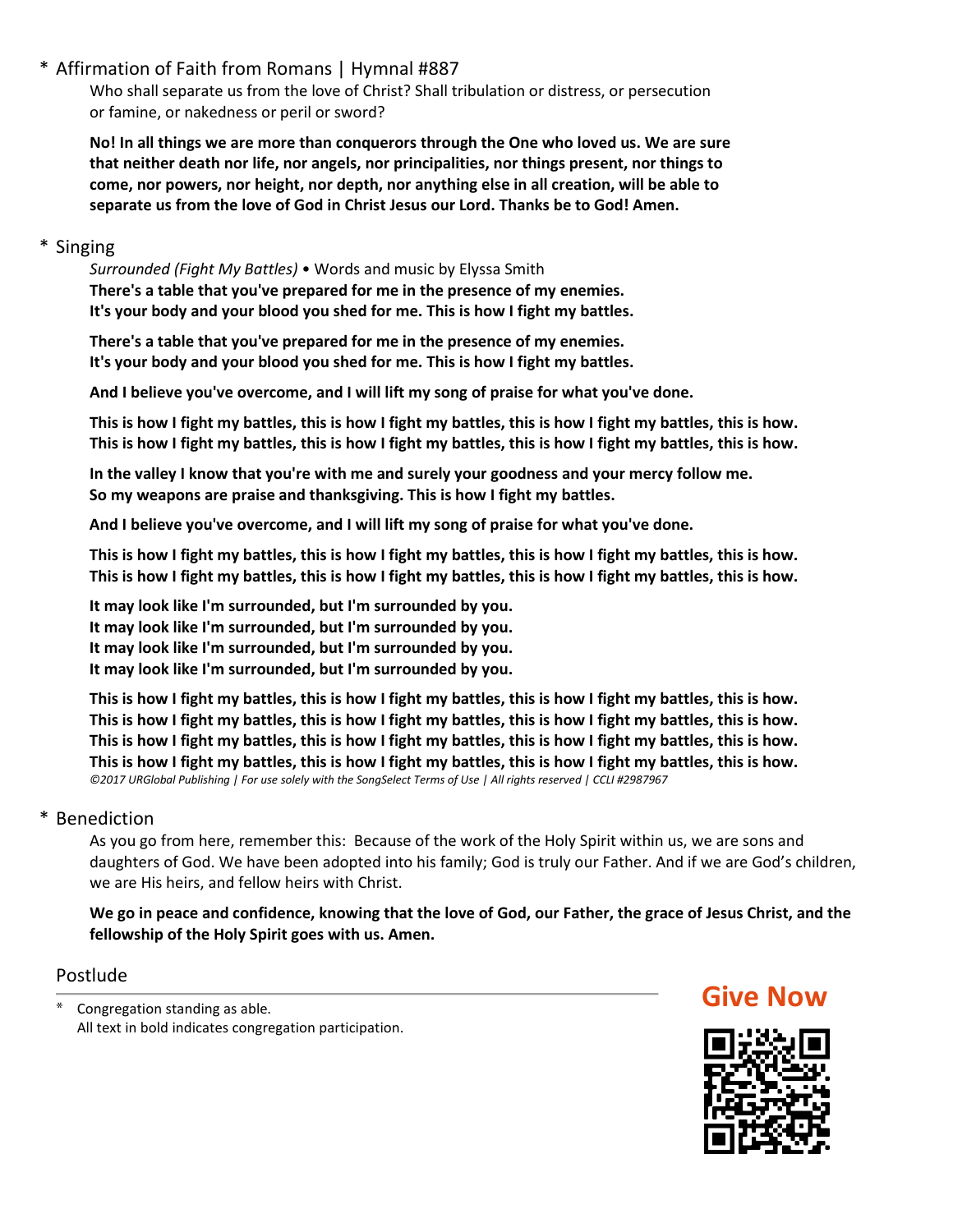\* Affirmation of Faith from Romans | Hymnal #887

Who shall separate us from the love of Christ? Shall tribulation or distress, or persecution or famine, or nakedness or peril or sword?

**No! In all things we are more than conquerors through the One who loved us. We are sure that neither death nor life, nor angels, nor principalities, nor things present, nor things to come, nor powers, nor height, nor depth, nor anything else in all creation, will be able to separate us from the love of God in Christ Jesus our Lord. Thanks be to God! Amen.**

\* Singing

*Surrounded (Fight My Battles)* • Words and music by Elyssa Smith

**There's a table that you've prepared for me in the presence of my enemies.**
**It's your body and your blood you shed for me. This is how I fight my battles.**

**There's a table that you've prepared for me in the presence of my enemies.**
**It's your body and your blood you shed for me. This is how I fight my battles.**

**And I believe you've overcome, and I will lift my song of praise for what you've done.**

**This is how I fight my battles, this is how I fight my battles, this is how I fight my battles, this is how.**
**This is how I fight my battles, this is how I fight my battles, this is how I fight my battles, this is how.**

**In the valley I know that you're with me and surely your goodness and your mercy follow me.**
**So my weapons are praise and thanksgiving. This is how I fight my battles.**

**And I believe you've overcome, and I will lift my song of praise for what you've done.**

**This is how I fight my battles, this is how I fight my battles, this is how I fight my battles, this is how.**
**This is how I fight my battles, this is how I fight my battles, this is how I fight my battles, this is how.**

**It may look like I'm surrounded, but I'm surrounded by you.**
**It may look like I'm surrounded, but I'm surrounded by you.**
**It may look like I'm surrounded, but I'm surrounded by you.**
**It may look like I'm surrounded, but I'm surrounded by you.**

**This is how I fight my battles, this is how I fight my battles, this is how I fight my battles, this is how.**
**This is how I fight my battles, this is how I fight my battles, this is how I fight my battles, this is how.**
**This is how I fight my battles, this is how I fight my battles, this is how I fight my battles, this is how.**
**This is how I fight my battles, this is how I fight my battles, this is how I fight my battles, this is how.**

*©2017 URGlobal Publishing | For use solely with the SongSelect Terms of Use | All rights reserved | CCLI #2987967*

\* Benediction

As you go from here, remember this: Because of the work of the Holy Spirit within us, we are sons and daughters of God. We have been adopted into his family; God is truly our Father. And if we are God's children, we are His heirs, and fellow heirs with Christ.

**We go in peace and confidence, knowing that the love of God, our Father, the grace of Jesus Christ, and the fellowship of the Holy Spirit goes with us. Amen.**

Postlude

\* Congregation standing as able.
All text in bold indicates congregation participation.

**Give Now**